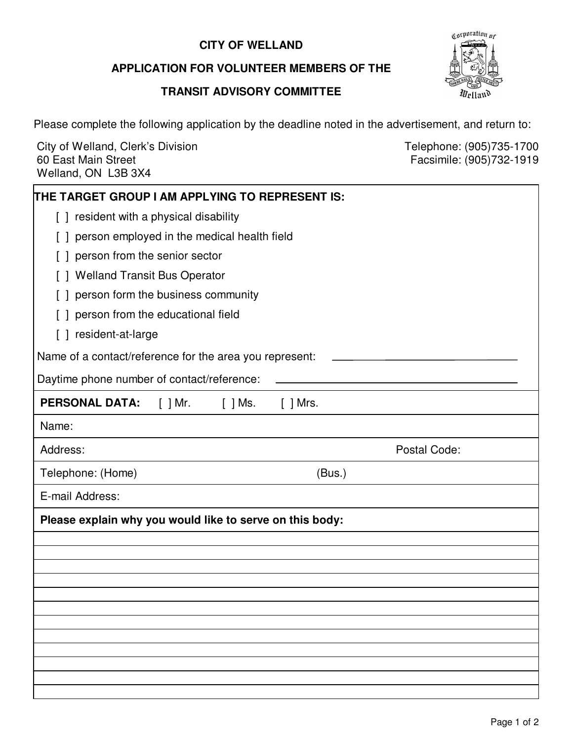# CITY OF WELLAND

## APPLICATION FOR VOLUNTEER MEMBERS OF THE TRANSIT ADVISORY COMMITTEE

Please complete the following application by the deadline noted in the advertisement, and return to:

City of Welland, Clerk's Division
60 East Main Street
Welland, ON L3B 3X4

Telephone: (905)735-1700
Facsimile: (905)732-1919

**THE TARGET GROUP I AM APPLYING TO REPRESENT IS:**

[ ] resident with a physical disability

[ ] person employed in the medical health field

[ ] person from the senior sector

[ ] Welland Transit Bus Operator

[ ] person form the business community

[ ] person from the educational field

[ ] resident-at-large

Name of a contact/reference for the area you represent: ______________________________

Daytime phone number of contact/reference: ______________________________

**PERSONAL DATA:** [ ] Mr. [ ] Ms. [ ] Mrs.

Name:

Address: Postal Code:

Telephone: (Home) (Bus.)

E-mail Address:

**Please explain why you would like to serve on this body:**

______________________________

______________________________

______________________________

______________________________

______________________________

______________________________

______________________________

______________________________

______________________________

______________________________

______________________________

______________________________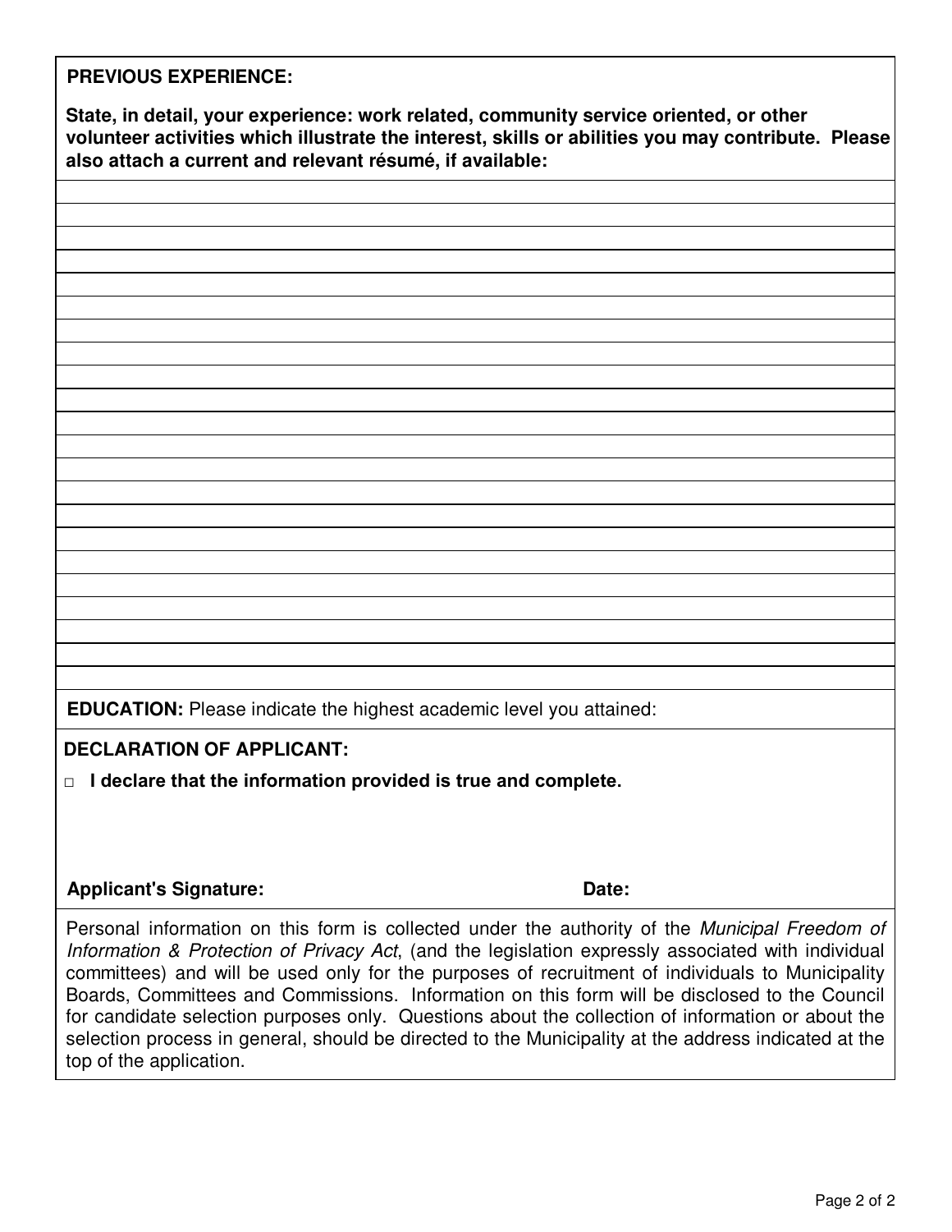**PREVIOUS EXPERIENCE:**

**State, in detail, your experience: work related, community service oriented, or other volunteer activities which illustrate the interest, skills or abilities you may contribute. Please also attach a current and relevant résumé, if available:**

**EDUCATION:** Please indicate the highest academic level you attained:

**DECLARATION OF APPLICANT:**

□ **I declare that the information provided is true and complete.**

**Applicant's Signature:** **Date:**

Personal information on this form is collected under the authority of the *Municipal Freedom of Information & Protection of Privacy Act*, (and the legislation expressly associated with individual committees) and will be used only for the purposes of recruitment of individuals to Municipality Boards, Committees and Commissions. Information on this form will be disclosed to the Council for candidate selection purposes only. Questions about the collection of information or about the selection process in general, should be directed to the Municipality at the address indicated at the top of the application.